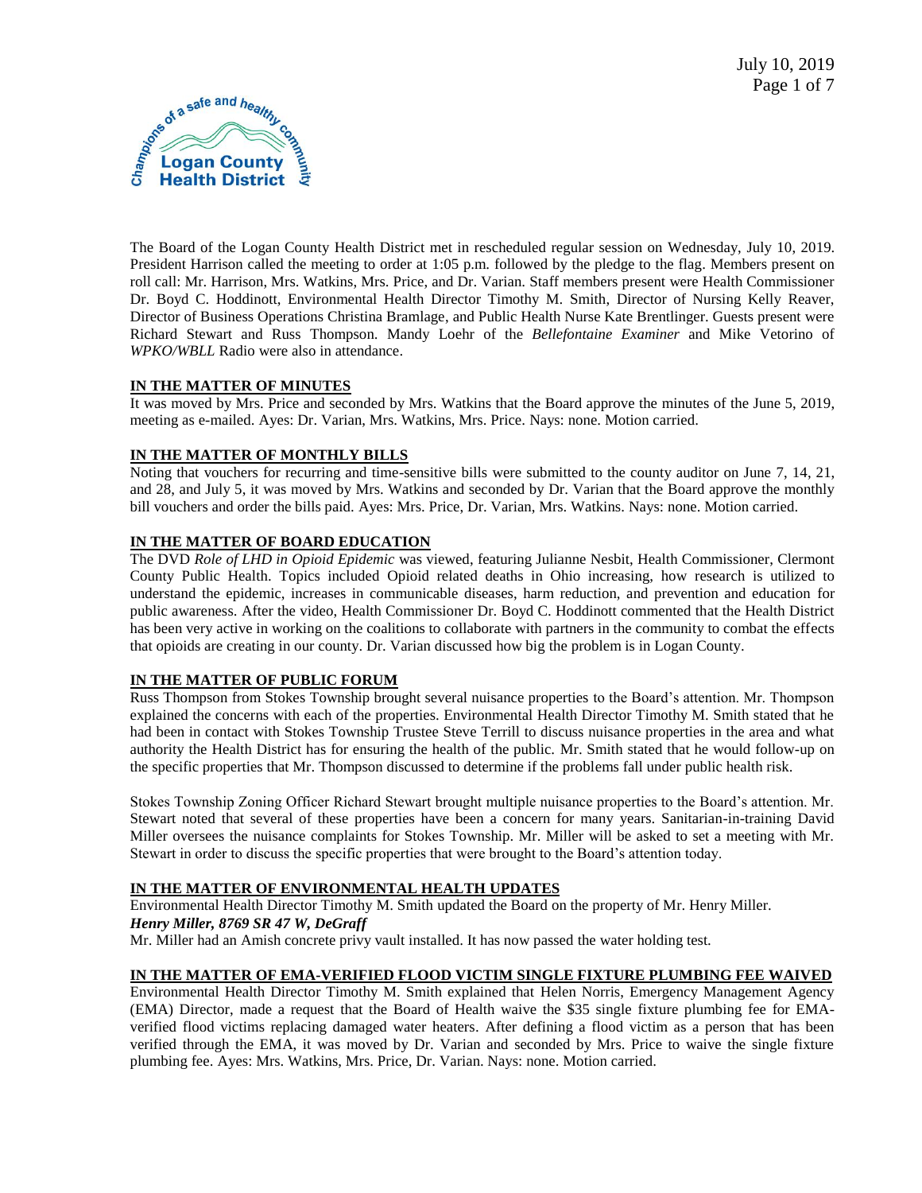The Board of the Logan County Health District met in rescheduled regular session on Wednesday, July 10, 2019. President Harrison called the meeting to order at 1:05 p.m. followed by the pledge to the flag. Members present on roll call: Mr. Harrison, Mrs. Watkins, Mrs. Price, and Dr. Varian. Staff members present were Health Commissioner Dr. Boyd C. Hoddinott, Environmental Health Director Timothy M. Smith, Director of Nursing Kelly Reaver, Director of Business Operations Christina Bramlage, and Public Health Nurse Kate Brentlinger. Guests present were Richard Stewart and Russ Thompson. Mandy Loehr of the *Bellefontaine Examiner* and Mike Vetorino of *WPKO/WBLL* Radio were also in attendance.

**IN THE MATTER OF MINUTES**

It was moved by Mrs. Price and seconded by Mrs. Watkins that the Board approve the minutes of the June 5, 2019, meeting as e-mailed. Ayes: Dr. Varian, Mrs. Watkins, Mrs. Price. Nays: none. Motion carried.

**IN THE MATTER OF MONTHLY BILLS**

Noting that vouchers for recurring and time-sensitive bills were submitted to the county auditor on June 7, 14, 21, and 28, and July 5, it was moved by Mrs. Watkins and seconded by Dr. Varian that the Board approve the monthly bill vouchers and order the bills paid. Ayes: Mrs. Price, Dr. Varian, Mrs. Watkins. Nays: none. Motion carried.

**IN THE MATTER OF BOARD EDUCATION**

The DVD *Role of LHD in Opioid Epidemic* was viewed, featuring Julianne Nesbit, Health Commissioner, Clermont County Public Health. Topics included Opioid related deaths in Ohio increasing, how research is utilized to understand the epidemic, increases in communicable diseases, harm reduction, and prevention and education for public awareness. After the video, Health Commissioner Dr. Boyd C. Hoddinott commented that the Health District has been very active in working on the coalitions to collaborate with partners in the community to combat the effects that opioids are creating in our county. Dr. Varian discussed how big the problem is in Logan County.

**IN THE MATTER OF PUBLIC FORUM**

Russ Thompson from Stokes Township brought several nuisance properties to the Board's attention. Mr. Thompson explained the concerns with each of the properties. Environmental Health Director Timothy M. Smith stated that he had been in contact with Stokes Township Trustee Steve Terrill to discuss nuisance properties in the area and what authority the Health District has for ensuring the health of the public. Mr. Smith stated that he would follow-up on the specific properties that Mr. Thompson discussed to determine if the problems fall under public health risk.

Stokes Township Zoning Officer Richard Stewart brought multiple nuisance properties to the Board's attention. Mr. Stewart noted that several of these properties have been a concern for many years. Sanitarian-in-training David Miller oversees the nuisance complaints for Stokes Township. Mr. Miller will be asked to set a meeting with Mr. Stewart in order to discuss the specific properties that were brought to the Board's attention today.

**IN THE MATTER OF ENVIRONMENTAL HEALTH UPDATES**

Environmental Health Director Timothy M. Smith updated the Board on the property of Mr. Henry Miller.

***Henry Miller, 8769 SR 47 W, DeGraff***

Mr. Miller had an Amish concrete privy vault installed. It has now passed the water holding test.

**IN THE MATTER OF EMA-VERIFIED FLOOD VICTIM SINGLE FIXTURE PLUMBING FEE WAIVED**

Environmental Health Director Timothy M. Smith explained that Helen Norris, Emergency Management Agency (EMA) Director, made a request that the Board of Health waive the $35 single fixture plumbing fee for EMA-verified flood victims replacing damaged water heaters. After defining a flood victim as a person that has been verified through the EMA, it was moved by Dr. Varian and seconded by Mrs. Price to waive the single fixture plumbing fee. Ayes: Mrs. Watkins, Mrs. Price, Dr. Varian. Nays: none. Motion carried.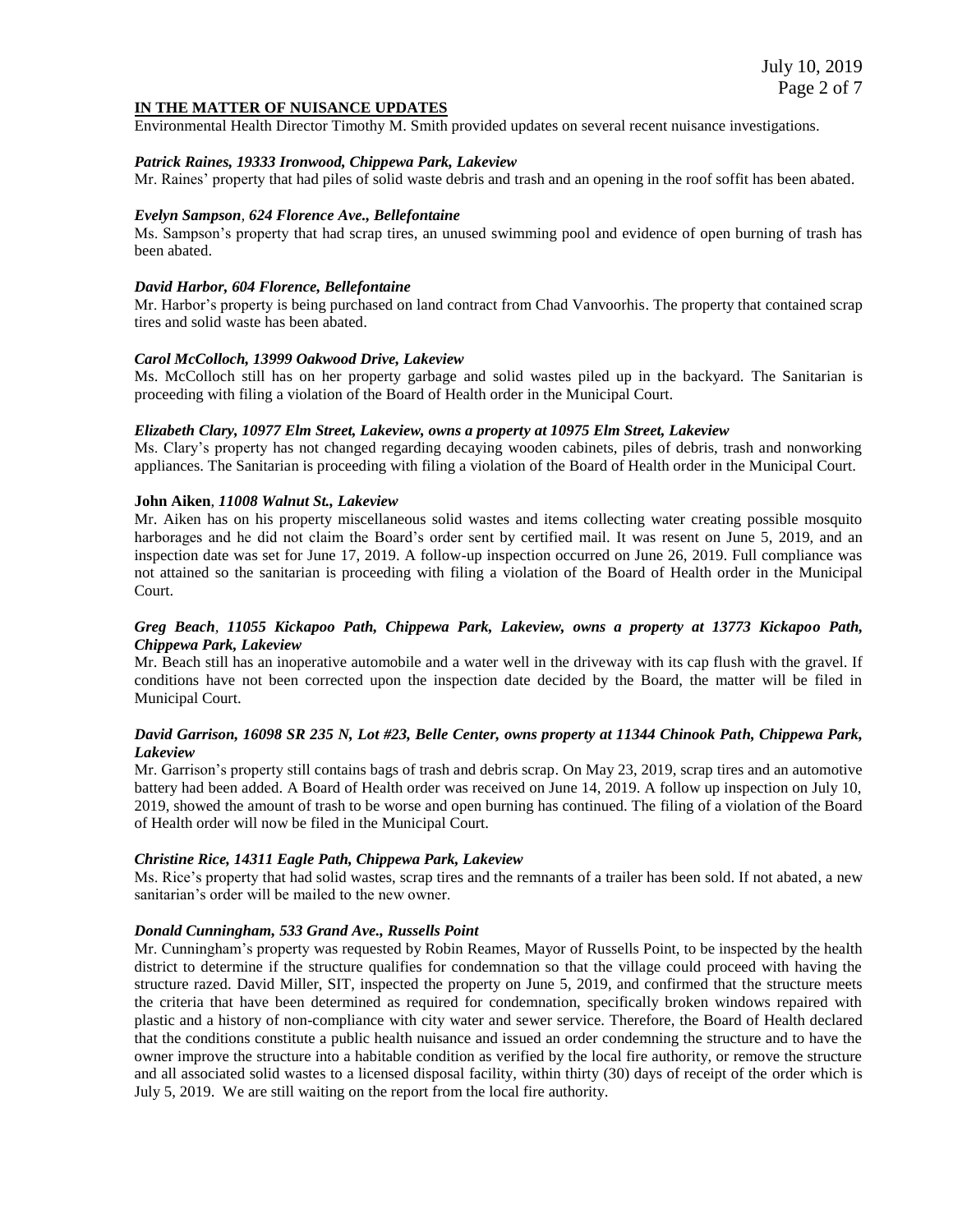## IN THE MATTER OF NUISANCE UPDATES

Environmental Health Director Timothy M. Smith provided updates on several recent nuisance investigations.

***Patrick Raines, 19333 Ironwood, Chippewa Park, Lakeview***

Mr. Raines' property that had piles of solid waste debris and trash and an opening in the roof soffit has been abated.

***Evelyn Sampson, 624 Florence Ave., Bellefontaine***

Ms. Sampson's property that had scrap tires, an unused swimming pool and evidence of open burning of trash has been abated.

***David Harbor, 604 Florence, Bellefontaine***

Mr. Harbor's property is being purchased on land contract from Chad Vanvoorhis. The property that contained scrap tires and solid waste has been abated.

***Carol McColloch, 13999 Oakwood Drive, Lakeview***

Ms. McColloch still has on her property garbage and solid wastes piled up in the backyard. The Sanitarian is proceeding with filing a violation of the Board of Health order in the Municipal Court.

***Elizabeth Clary, 10977 Elm Street, Lakeview, owns a property at 10975 Elm Street, Lakeview***

Ms. Clary's property has not changed regarding decaying wooden cabinets, piles of debris, trash and nonworking appliances. The Sanitarian is proceeding with filing a violation of the Board of Health order in the Municipal Court.

**John Aiken**, ***11008 Walnut St., Lakeview***

Mr. Aiken has on his property miscellaneous solid wastes and items collecting water creating possible mosquito harborages and he did not claim the Board's order sent by certified mail. It was resent on June 5, 2019, and an inspection date was set for June 17, 2019. A follow-up inspection occurred on June 26, 2019. Full compliance was not attained so the sanitarian is proceeding with filing a violation of the Board of Health order in the Municipal Court.

***Greg Beach, 11055 Kickapoo Path, Chippewa Park, Lakeview, owns a property at 13773 Kickapoo Path, Chippewa Park, Lakeview***

Mr. Beach still has an inoperative automobile and a water well in the driveway with its cap flush with the gravel. If conditions have not been corrected upon the inspection date decided by the Board, the matter will be filed in Municipal Court.

***David Garrison, 16098 SR 235 N, Lot #23, Belle Center, owns property at 11344 Chinook Path, Chippewa Park, Lakeview***

Mr. Garrison's property still contains bags of trash and debris scrap. On May 23, 2019, scrap tires and an automotive battery had been added. A Board of Health order was received on June 14, 2019. A follow up inspection on July 10, 2019, showed the amount of trash to be worse and open burning has continued. The filing of a violation of the Board of Health order will now be filed in the Municipal Court.

***Christine Rice, 14311 Eagle Path, Chippewa Park, Lakeview***

Ms. Rice's property that had solid wastes, scrap tires and the remnants of a trailer has been sold. If not abated, a new sanitarian's order will be mailed to the new owner.

***Donald Cunningham, 533 Grand Ave., Russells Point***

Mr. Cunningham's property was requested by Robin Reames, Mayor of Russells Point, to be inspected by the health district to determine if the structure qualifies for condemnation so that the village could proceed with having the structure razed. David Miller, SIT, inspected the property on June 5, 2019, and confirmed that the structure meets the criteria that have been determined as required for condemnation, specifically broken windows repaired with plastic and a history of non-compliance with city water and sewer service. Therefore, the Board of Health declared that the conditions constitute a public health nuisance and issued an order condemning the structure and to have the owner improve the structure into a habitable condition as verified by the local fire authority, or remove the structure and all associated solid wastes to a licensed disposal facility, within thirty (30) days of receipt of the order which is July 5, 2019. We are still waiting on the report from the local fire authority.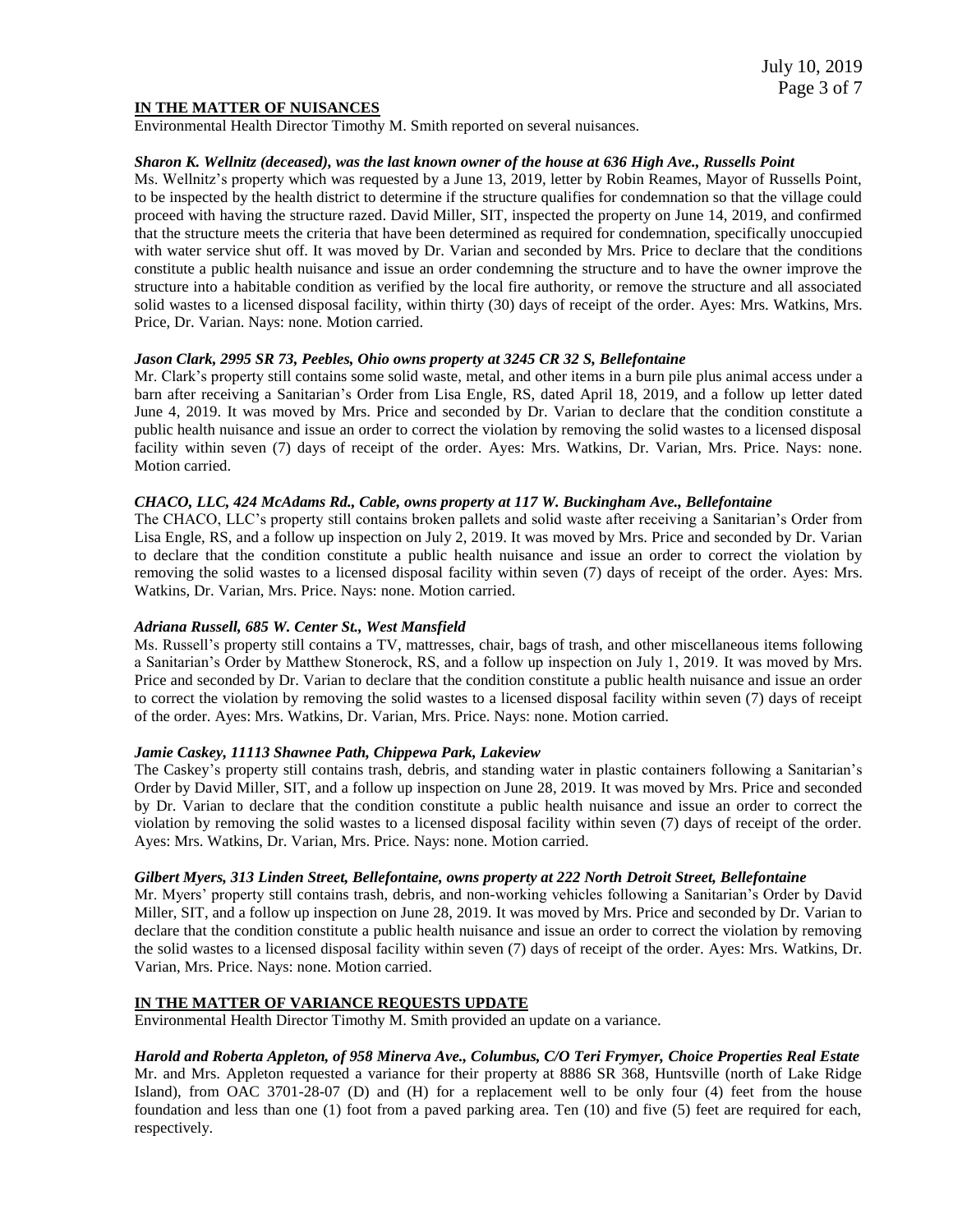**IN THE MATTER OF NUISANCES**

Environmental Health Director Timothy M. Smith reported on several nuisances.

***Sharon K. Wellnitz (deceased), was the last known owner of the house at 636 High Ave., Russells Point***

Ms. Wellnitz's property which was requested by a June 13, 2019, letter by Robin Reames, Mayor of Russells Point, to be inspected by the health district to determine if the structure qualifies for condemnation so that the village could proceed with having the structure razed. David Miller, SIT, inspected the property on June 14, 2019, and confirmed that the structure meets the criteria that have been determined as required for condemnation, specifically unoccupied with water service shut off. It was moved by Dr. Varian and seconded by Mrs. Price to declare that the conditions constitute a public health nuisance and issue an order condemning the structure and to have the owner improve the structure into a habitable condition as verified by the local fire authority, or remove the structure and all associated solid wastes to a licensed disposal facility, within thirty (30) days of receipt of the order. Ayes: Mrs. Watkins, Mrs. Price, Dr. Varian. Nays: none. Motion carried.

***Jason Clark, 2995 SR 73, Peebles, Ohio owns property at 3245 CR 32 S, Bellefontaine***

Mr. Clark's property still contains some solid waste, metal, and other items in a burn pile plus animal access under a barn after receiving a Sanitarian's Order from Lisa Engle, RS, dated April 18, 2019, and a follow up letter dated June 4, 2019. It was moved by Mrs. Price and seconded by Dr. Varian to declare that the condition constitute a public health nuisance and issue an order to correct the violation by removing the solid wastes to a licensed disposal facility within seven (7) days of receipt of the order. Ayes: Mrs. Watkins, Dr. Varian, Mrs. Price. Nays: none. Motion carried.

***CHACO, LLC, 424 McAdams Rd., Cable, owns property at 117 W. Buckingham Ave., Bellefontaine***

The CHACO, LLC's property still contains broken pallets and solid waste after receiving a Sanitarian's Order from Lisa Engle, RS, and a follow up inspection on July 2, 2019. It was moved by Mrs. Price and seconded by Dr. Varian to declare that the condition constitute a public health nuisance and issue an order to correct the violation by removing the solid wastes to a licensed disposal facility within seven (7) days of receipt of the order. Ayes: Mrs. Watkins, Dr. Varian, Mrs. Price. Nays: none. Motion carried.

***Adriana Russell, 685 W. Center St., West Mansfield***

Ms. Russell's property still contains a TV, mattresses, chair, bags of trash, and other miscellaneous items following a Sanitarian's Order by Matthew Stonerock, RS, and a follow up inspection on July 1, 2019. It was moved by Mrs. Price and seconded by Dr. Varian to declare that the condition constitute a public health nuisance and issue an order to correct the violation by removing the solid wastes to a licensed disposal facility within seven (7) days of receipt of the order. Ayes: Mrs. Watkins, Dr. Varian, Mrs. Price. Nays: none. Motion carried.

***Jamie Caskey, 11113 Shawnee Path, Chippewa Park, Lakeview***

The Caskey's property still contains trash, debris, and standing water in plastic containers following a Sanitarian's Order by David Miller, SIT, and a follow up inspection on June 28, 2019. It was moved by Mrs. Price and seconded by Dr. Varian to declare that the condition constitute a public health nuisance and issue an order to correct the violation by removing the solid wastes to a licensed disposal facility within seven (7) days of receipt of the order. Ayes: Mrs. Watkins, Dr. Varian, Mrs. Price. Nays: none. Motion carried.

***Gilbert Myers, 313 Linden Street, Bellefontaine, owns property at 222 North Detroit Street, Bellefontaine***

Mr. Myers' property still contains trash, debris, and non-working vehicles following a Sanitarian's Order by David Miller, SIT, and a follow up inspection on June 28, 2019. It was moved by Mrs. Price and seconded by Dr. Varian to declare that the condition constitute a public health nuisance and issue an order to correct the violation by removing the solid wastes to a licensed disposal facility within seven (7) days of receipt of the order. Ayes: Mrs. Watkins, Dr. Varian, Mrs. Price. Nays: none. Motion carried.

**IN THE MATTER OF VARIANCE REQUESTS UPDATE**

Environmental Health Director Timothy M. Smith provided an update on a variance.

***Harold and Roberta Appleton, of 958 Minerva Ave., Columbus, C/O Teri Frymyer, Choice Properties Real Estate***

Mr. and Mrs. Appleton requested a variance for their property at 8886 SR 368, Huntsville (north of Lake Ridge Island), from OAC 3701-28-07 (D) and (H) for a replacement well to be only four (4) feet from the house foundation and less than one (1) foot from a paved parking area. Ten (10) and five (5) feet are required for each, respectively.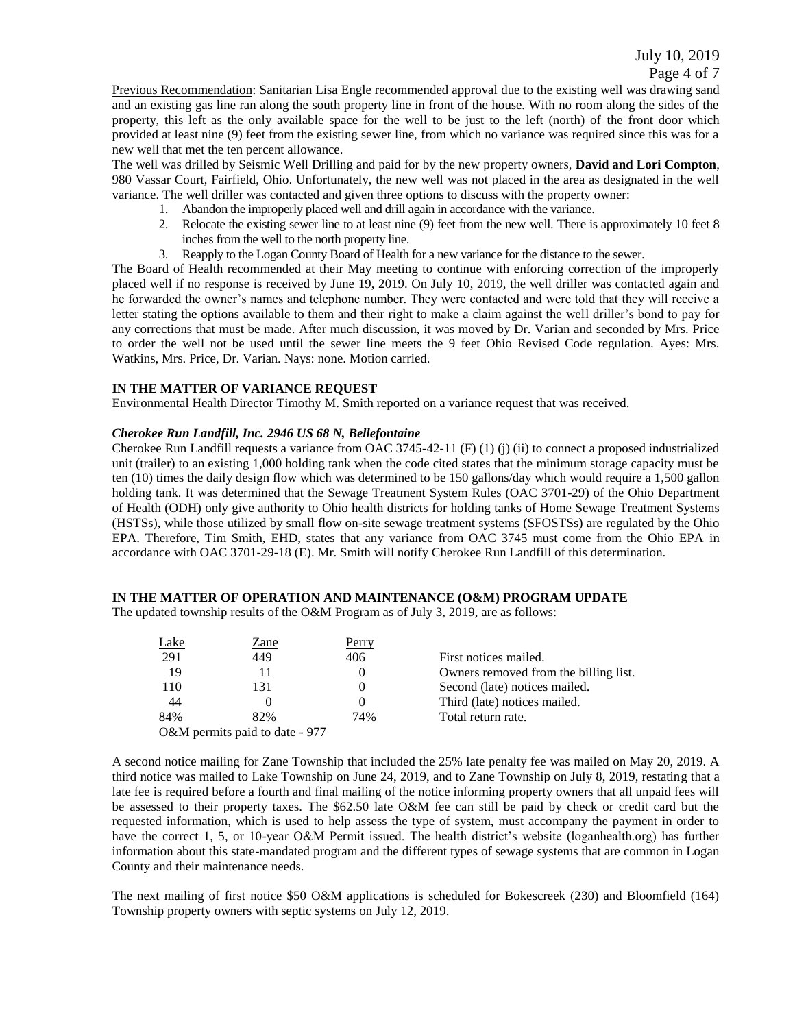Previous Recommendation: Sanitarian Lisa Engle recommended approval due to the existing well was drawing sand and an existing gas line ran along the south property line in front of the house. With no room along the sides of the property, this left as the only available space for the well to be just to the left (north) of the front door which provided at least nine (9) feet from the existing sewer line, from which no variance was required since this was for a new well that met the ten percent allowance.

The well was drilled by Seismic Well Drilling and paid for by the new property owners, **David and Lori Compton**, 980 Vassar Court, Fairfield, Ohio. Unfortunately, the new well was not placed in the area as designated in the well variance. The well driller was contacted and given three options to discuss with the property owner:

1. Abandon the improperly placed well and drill again in accordance with the variance.
2. Relocate the existing sewer line to at least nine (9) feet from the new well. There is approximately 10 feet 8 inches from the well to the north property line.
3. Reapply to the Logan County Board of Health for a new variance for the distance to the sewer.

The Board of Health recommended at their May meeting to continue with enforcing correction of the improperly placed well if no response is received by June 19, 2019. On July 10, 2019, the well driller was contacted again and he forwarded the owner's names and telephone number. They were contacted and were told that they will receive a letter stating the options available to them and their right to make a claim against the well driller's bond to pay for any corrections that must be made. After much discussion, it was moved by Dr. Varian and seconded by Mrs. Price to order the well not be used until the sewer line meets the 9 feet Ohio Revised Code regulation. Ayes: Mrs. Watkins, Mrs. Price, Dr. Varian. Nays: none. Motion carried.

**IN THE MATTER OF VARIANCE REQUEST**

Environmental Health Director Timothy M. Smith reported on a variance request that was received.

***Cherokee Run Landfill, Inc. 2946 US 68 N, Bellefontaine***

Cherokee Run Landfill requests a variance from OAC 3745-42-11 (F) (1) (j) (ii) to connect a proposed industrialized unit (trailer) to an existing 1,000 holding tank when the code cited states that the minimum storage capacity must be ten (10) times the daily design flow which was determined to be 150 gallons/day which would require a 1,500 gallon holding tank. It was determined that the Sewage Treatment System Rules (OAC 3701-29) of the Ohio Department of Health (ODH) only give authority to Ohio health districts for holding tanks of Home Sewage Treatment Systems (HSTSs), while those utilized by small flow on-site sewage treatment systems (SFOSTSs) are regulated by the Ohio EPA. Therefore, Tim Smith, EHD, states that any variance from OAC 3745 must come from the Ohio EPA in accordance with OAC 3701-29-18 (E). Mr. Smith will notify Cherokee Run Landfill of this determination.

**IN THE MATTER OF OPERATION AND MAINTENANCE (O&M) PROGRAM UPDATE**

The updated township results of the O&M Program as of July 3, 2019, are as follows:

| Lake | Zane | Perry | |
|---|---|---|---|
| 291 | 449 | 406 | First notices mailed. |
| 19 | 11 | 0 | Owners removed from the billing list. |
| 110 | 131 | 0 | Second (late) notices mailed. |
| 44 | 0 | 0 | Third (late) notices mailed. |
| 84% | 82% | 74% | Total return rate. |

O&M permits paid to date - 977

A second notice mailing for Zane Township that included the 25% late penalty fee was mailed on May 20, 2019. A third notice was mailed to Lake Township on June 24, 2019, and to Zane Township on July 8, 2019, restating that a late fee is required before a fourth and final mailing of the notice informing property owners that all unpaid fees will be assessed to their property taxes. The $62.50 late O&M fee can still be paid by check or credit card but the requested information, which is used to help assess the type of system, must accompany the payment in order to have the correct 1, 5, or 10-year O&M Permit issued. The health district's website (loganhealth.org) has further information about this state-mandated program and the different types of sewage systems that are common in Logan County and their maintenance needs.

The next mailing of first notice $50 O&M applications is scheduled for Bokescreek (230) and Bloomfield (164) Township property owners with septic systems on July 12, 2019.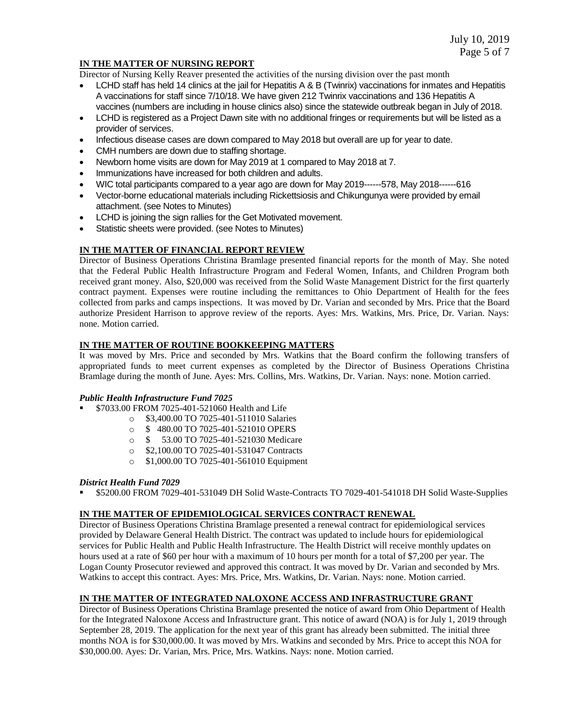**IN THE MATTER OF NURSING REPORT**

Director of Nursing Kelly Reaver presented the activities of the nursing division over the past month

- LCHD staff has held 14 clinics at the jail for Hepatitis A & B (Twinrix) vaccinations for inmates and Hepatitis A vaccinations for staff since 7/10/18. We have given 212 Twinrix vaccinations and 136 Hepatitis A vaccines (numbers are including in house clinics also) since the statewide outbreak began in July of 2018.
- LCHD is registered as a Project Dawn site with no additional fringes or requirements but will be listed as a provider of services.
- Infectious disease cases are down compared to May 2018 but overall are up for year to date.
- CMH numbers are down due to staffing shortage.
- Newborn home visits are down for May 2019 at 1 compared to May 2018 at 7.
- Immunizations have increased for both children and adults.
- WIC total participants compared to a year ago are down for May 2019------578, May 2018------616
- Vector-borne educational materials including Rickettsiosis and Chikungunya were provided by email attachment. (see Notes to Minutes)
- LCHD is joining the sign rallies for the Get Motivated movement.
- Statistic sheets were provided. (see Notes to Minutes)

**IN THE MATTER OF FINANCIAL REPORT REVIEW**

Director of Business Operations Christina Bramlage presented financial reports for the month of May. She noted that the Federal Public Health Infrastructure Program and Federal Women, Infants, and Children Program both received grant money. Also, $20,000 was received from the Solid Waste Management District for the first quarterly contract payment. Expenses were routine including the remittances to Ohio Department of Health for the fees collected from parks and camps inspections. It was moved by Dr. Varian and seconded by Mrs. Price that the Board authorize President Harrison to approve review of the reports. Ayes: Mrs. Watkins, Mrs. Price, Dr. Varian. Nays: none. Motion carried.

**IN THE MATTER OF ROUTINE BOOKKEEPING MATTERS**

It was moved by Mrs. Price and seconded by Mrs. Watkins that the Board confirm the following transfers of appropriated funds to meet current expenses as completed by the Director of Business Operations Christina Bramlage during the month of June. Ayes: Mrs. Collins, Mrs. Watkins, Dr. Varian. Nays: none. Motion carried.

***Public Health Infrastructure Fund 7025***

- $7033.00 FROM 7025-401-521060 Health and Life
  - $3,400.00 TO 7025-401-511010 Salaries
  - $ 480.00 TO 7025-401-521010 OPERS
  - $ 53.00 TO 7025-401-521030 Medicare
  - $2,100.00 TO 7025-401-531047 Contracts
  - $1,000.00 TO 7025-401-561010 Equipment

***District Health Fund 7029***

- $5200.00 FROM 7029-401-531049 DH Solid Waste-Contracts TO 7029-401-541018 DH Solid Waste-Supplies

**IN THE MATTER OF EPIDEMIOLOGICAL SERVICES CONTRACT RENEWAL**

Director of Business Operations Christina Bramlage presented a renewal contract for epidemiological services provided by Delaware General Health District. The contract was updated to include hours for epidemiological services for Public Health and Public Health Infrastructure. The Health District will receive monthly updates on hours used at a rate of $60 per hour with a maximum of 10 hours per month for a total of $7,200 per year. The Logan County Prosecutor reviewed and approved this contract. It was moved by Dr. Varian and seconded by Mrs. Watkins to accept this contract. Ayes: Mrs. Price, Mrs. Watkins, Dr. Varian. Nays: none. Motion carried.

**IN THE MATTER OF INTEGRATED NALOXONE ACCESS AND INFRASTRUCTURE GRANT**

Director of Business Operations Christina Bramlage presented the notice of award from Ohio Department of Health for the Integrated Naloxone Access and Infrastructure grant. This notice of award (NOA) is for July 1, 2019 through September 28, 2019. The application for the next year of this grant has already been submitted. The initial three months NOA is for $30,000.00. It was moved by Mrs. Watkins and seconded by Mrs. Price to accept this NOA for $30,000.00. Ayes: Dr. Varian, Mrs. Price, Mrs. Watkins. Nays: none. Motion carried.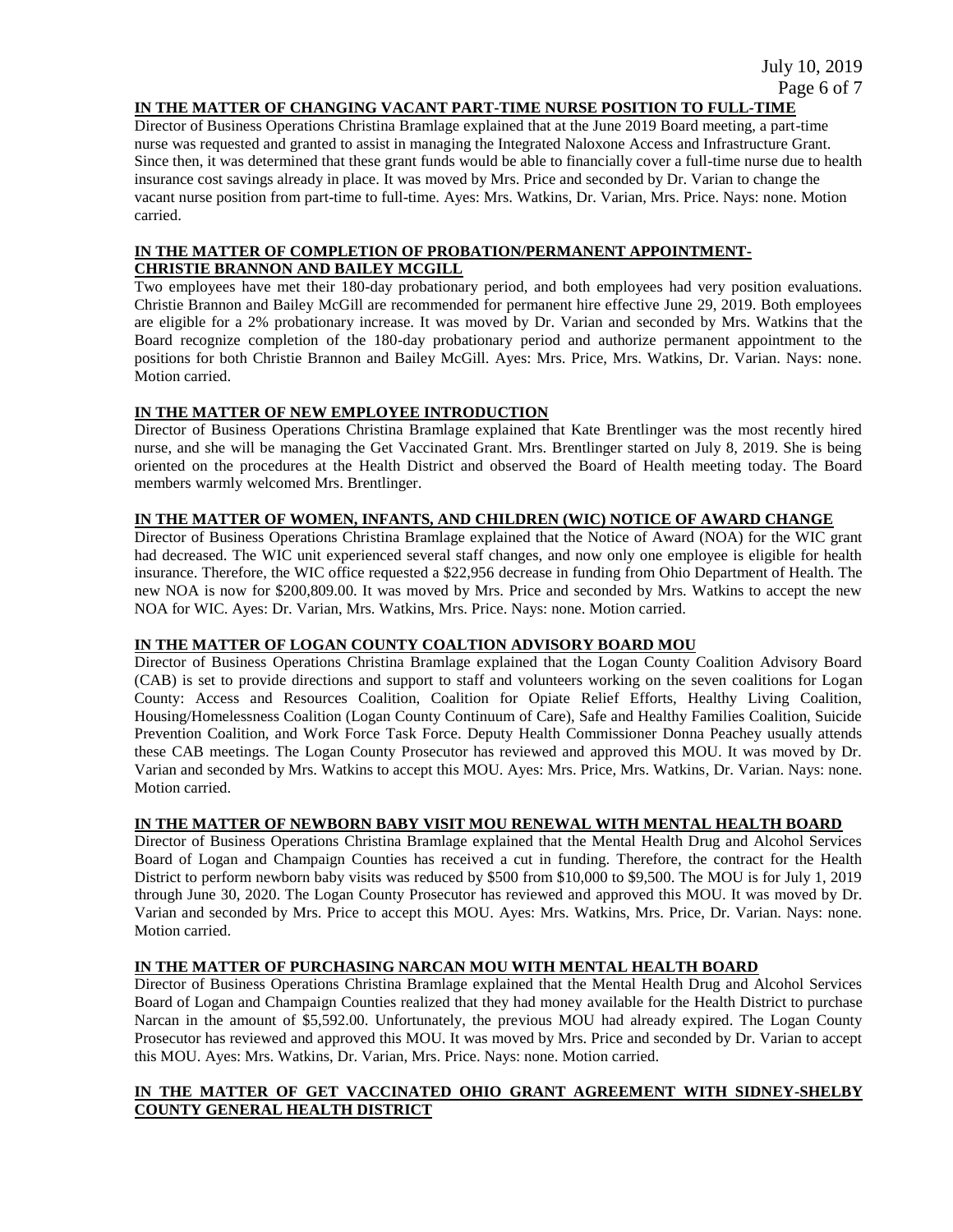**IN THE MATTER OF CHANGING VACANT PART-TIME NURSE POSITION TO FULL-TIME**

Director of Business Operations Christina Bramlage explained that at the June 2019 Board meeting, a part-time nurse was requested and granted to assist in managing the Integrated Naloxone Access and Infrastructure Grant. Since then, it was determined that these grant funds would be able to financially cover a full-time nurse due to health insurance cost savings already in place. It was moved by Mrs. Price and seconded by Dr. Varian to change the vacant nurse position from part-time to full-time. Ayes: Mrs. Watkins, Dr. Varian, Mrs. Price. Nays: none. Motion carried.

**IN THE MATTER OF COMPLETION OF PROBATION/PERMANENT APPOINTMENT-CHRISTIE BRANNON AND BAILEY MCGILL**

Two employees have met their 180-day probationary period, and both employees had very position evaluations. Christie Brannon and Bailey McGill are recommended for permanent hire effective June 29, 2019. Both employees are eligible for a 2% probationary increase. It was moved by Dr. Varian and seconded by Mrs. Watkins that the Board recognize completion of the 180-day probationary period and authorize permanent appointment to the positions for both Christie Brannon and Bailey McGill. Ayes: Mrs. Price, Mrs. Watkins, Dr. Varian. Nays: none. Motion carried.

**IN THE MATTER OF NEW EMPLOYEE INTRODUCTION**

Director of Business Operations Christina Bramlage explained that Kate Brentlinger was the most recently hired nurse, and she will be managing the Get Vaccinated Grant. Mrs. Brentlinger started on July 8, 2019. She is being oriented on the procedures at the Health District and observed the Board of Health meeting today. The Board members warmly welcomed Mrs. Brentlinger.

**IN THE MATTER OF WOMEN, INFANTS, AND CHILDREN (WIC) NOTICE OF AWARD CHANGE**

Director of Business Operations Christina Bramlage explained that the Notice of Award (NOA) for the WIC grant had decreased. The WIC unit experienced several staff changes, and now only one employee is eligible for health insurance. Therefore, the WIC office requested a $22,956 decrease in funding from Ohio Department of Health. The new NOA is now for $200,809.00. It was moved by Mrs. Price and seconded by Mrs. Watkins to accept the new NOA for WIC. Ayes: Dr. Varian, Mrs. Watkins, Mrs. Price. Nays: none. Motion carried.

**IN THE MATTER OF LOGAN COUNTY COALTION ADVISORY BOARD MOU**

Director of Business Operations Christina Bramlage explained that the Logan County Coalition Advisory Board (CAB) is set to provide directions and support to staff and volunteers working on the seven coalitions for Logan County: Access and Resources Coalition, Coalition for Opiate Relief Efforts, Healthy Living Coalition, Housing/Homelessness Coalition (Logan County Continuum of Care), Safe and Healthy Families Coalition, Suicide Prevention Coalition, and Work Force Task Force. Deputy Health Commissioner Donna Peachey usually attends these CAB meetings. The Logan County Prosecutor has reviewed and approved this MOU. It was moved by Dr. Varian and seconded by Mrs. Watkins to accept this MOU. Ayes: Mrs. Price, Mrs. Watkins, Dr. Varian. Nays: none. Motion carried.

**IN THE MATTER OF NEWBORN BABY VISIT MOU RENEWAL WITH MENTAL HEALTH BOARD**

Director of Business Operations Christina Bramlage explained that the Mental Health Drug and Alcohol Services Board of Logan and Champaign Counties has received a cut in funding. Therefore, the contract for the Health District to perform newborn baby visits was reduced by $500 from $10,000 to $9,500. The MOU is for July 1, 2019 through June 30, 2020. The Logan County Prosecutor has reviewed and approved this MOU. It was moved by Dr. Varian and seconded by Mrs. Price to accept this MOU. Ayes: Mrs. Watkins, Mrs. Price, Dr. Varian. Nays: none. Motion carried.

**IN THE MATTER OF PURCHASING NARCAN MOU WITH MENTAL HEALTH BOARD**

Director of Business Operations Christina Bramlage explained that the Mental Health Drug and Alcohol Services Board of Logan and Champaign Counties realized that they had money available for the Health District to purchase Narcan in the amount of $5,592.00. Unfortunately, the previous MOU had already expired. The Logan County Prosecutor has reviewed and approved this MOU. It was moved by Mrs. Price and seconded by Dr. Varian to accept this MOU. Ayes: Mrs. Watkins, Dr. Varian, Mrs. Price. Nays: none. Motion carried.

**IN THE MATTER OF GET VACCINATED OHIO GRANT AGREEMENT WITH SIDNEY-SHELBY COUNTY GENERAL HEALTH DISTRICT**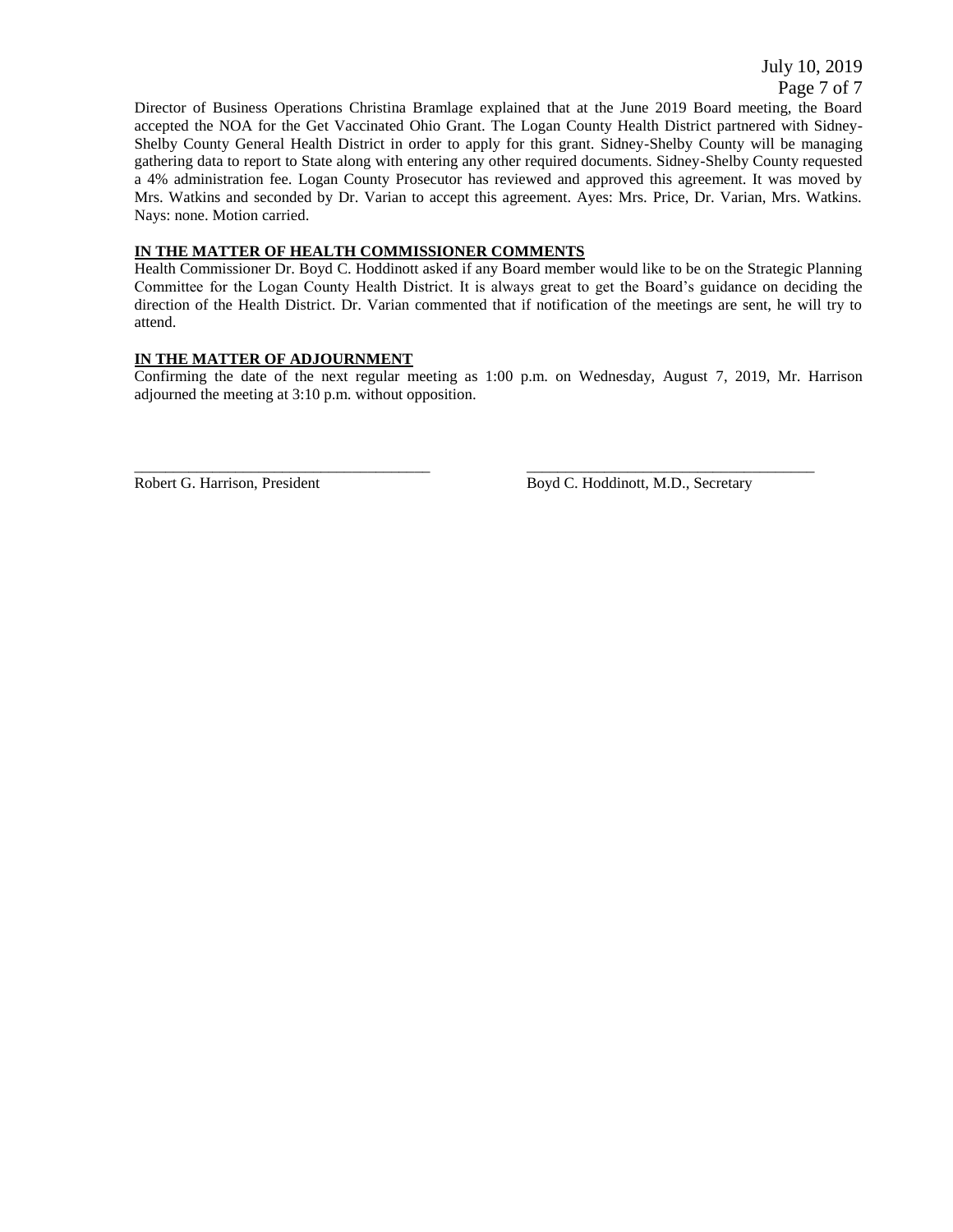Director of Business Operations Christina Bramlage explained that at the June 2019 Board meeting, the Board accepted the NOA for the Get Vaccinated Ohio Grant. The Logan County Health District partnered with Sidney-Shelby County General Health District in order to apply for this grant. Sidney-Shelby County will be managing gathering data to report to State along with entering any other required documents. Sidney-Shelby County requested a 4% administration fee. Logan County Prosecutor has reviewed and approved this agreement. It was moved by Mrs. Watkins and seconded by Dr. Varian to accept this agreement. Ayes: Mrs. Price, Dr. Varian, Mrs. Watkins. Nays: none. Motion carried.

**IN THE MATTER OF HEALTH COMMISSIONER COMMENTS**

Health Commissioner Dr. Boyd C. Hoddinott asked if any Board member would like to be on the Strategic Planning Committee for the Logan County Health District. It is always great to get the Board's guidance on deciding the direction of the Health District. Dr. Varian commented that if notification of the meetings are sent, he will try to attend.

**IN THE MATTER OF ADJOURNMENT**

Confirming the date of the next regular meeting as 1:00 p.m. on Wednesday, August 7, 2019, Mr. Harrison adjourned the meeting at 3:10 p.m. without opposition.

_____________________________________
Robert G. Harrison, President

_____________________________________
Boyd C. Hoddinott, M.D., Secretary